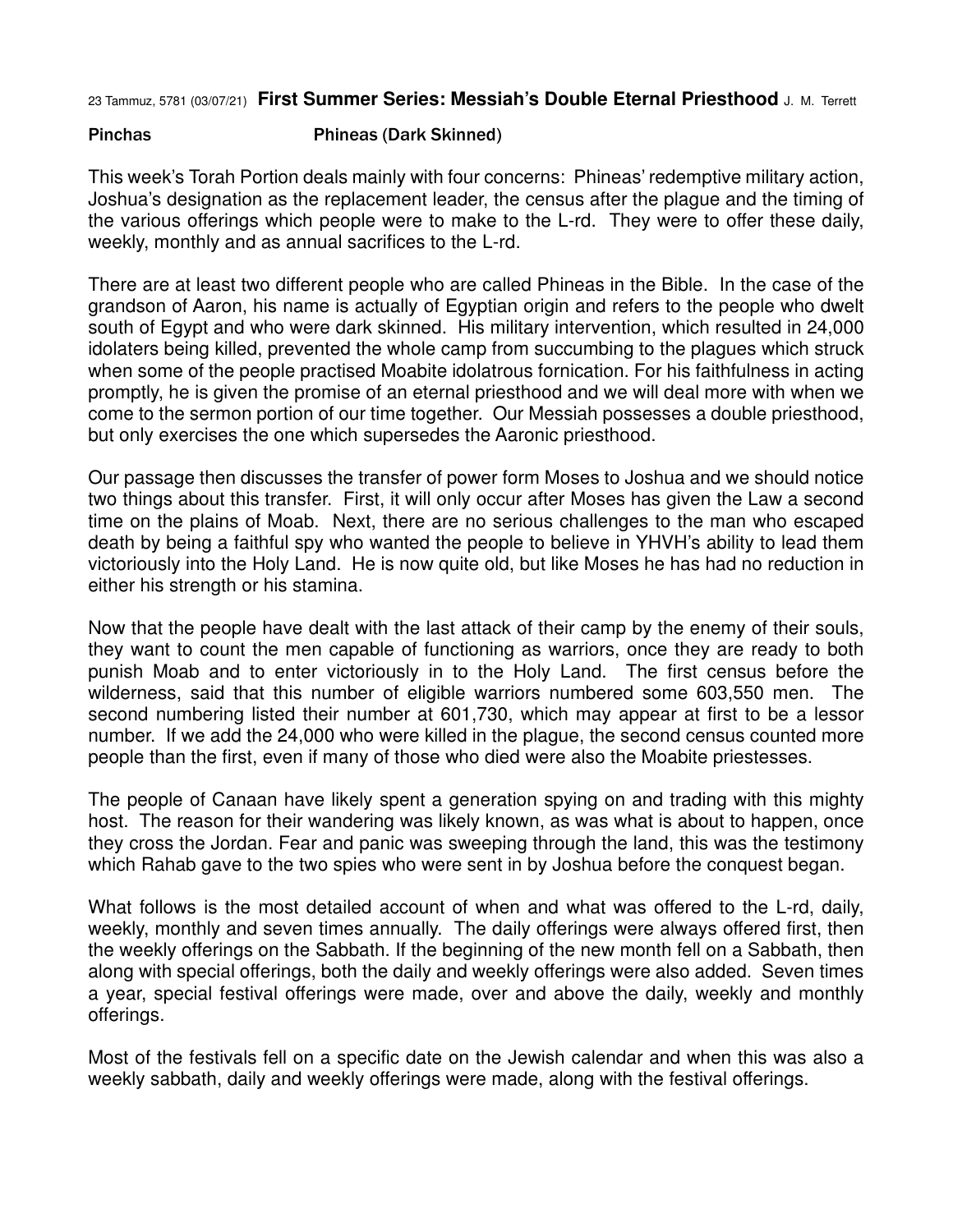23 Tammuz, 5781 (03/07/21) **First Summer Series: Messiah's Double Eternal Priesthood** J. M. Terrett

**Pinchas** **Phineas (Dark Skinned)**

This week's Torah Portion deals mainly with four concerns: Phineas' redemptive military action, Joshua's designation as the replacement leader, the census after the plague and the timing of the various offerings which people were to make to the L-rd. They were to offer these daily, weekly, monthly and as annual sacrifices to the L-rd.

There are at least two different people who are called Phineas in the Bible. In the case of the grandson of Aaron, his name is actually of Egyptian origin and refers to the people who dwelt south of Egypt and who were dark skinned. His military intervention, which resulted in 24,000 idolaters being killed, prevented the whole camp from succumbing to the plagues which struck when some of the people practised Moabite idolatrous fornication. For his faithfulness in acting promptly, he is given the promise of an eternal priesthood and we will deal more with when we come to the sermon portion of our time together. Our Messiah possesses a double priesthood, but only exercises the one which supersedes the Aaronic priesthood.

Our passage then discusses the transfer of power form Moses to Joshua and we should notice two things about this transfer. First, it will only occur after Moses has given the Law a second time on the plains of Moab. Next, there are no serious challenges to the man who escaped death by being a faithful spy who wanted the people to believe in YHVH's ability to lead them victoriously into the Holy Land. He is now quite old, but like Moses he has had no reduction in either his strength or his stamina.

Now that the people have dealt with the last attack of their camp by the enemy of their souls, they want to count the men capable of functioning as warriors, once they are ready to both punish Moab and to enter victoriously in to the Holy Land. The first census before the wilderness, said that this number of eligible warriors numbered some 603,550 men. The second numbering listed their number at 601,730, which may appear at first to be a lessor number. If we add the 24,000 who were killed in the plague, the second census counted more people than the first, even if many of those who died were also the Moabite priestesses.

The people of Canaan have likely spent a generation spying on and trading with this mighty host. The reason for their wandering was likely known, as was what is about to happen, once they cross the Jordan. Fear and panic was sweeping through the land, this was the testimony which Rahab gave to the two spies who were sent in by Joshua before the conquest began.

What follows is the most detailed account of when and what was offered to the L-rd, daily, weekly, monthly and seven times annually. The daily offerings were always offered first, then the weekly offerings on the Sabbath. If the beginning of the new month fell on a Sabbath, then along with special offerings, both the daily and weekly offerings were also added. Seven times a year, special festival offerings were made, over and above the daily, weekly and monthly offerings.

Most of the festivals fell on a specific date on the Jewish calendar and when this was also a weekly sabbath, daily and weekly offerings were made, along with the festival offerings.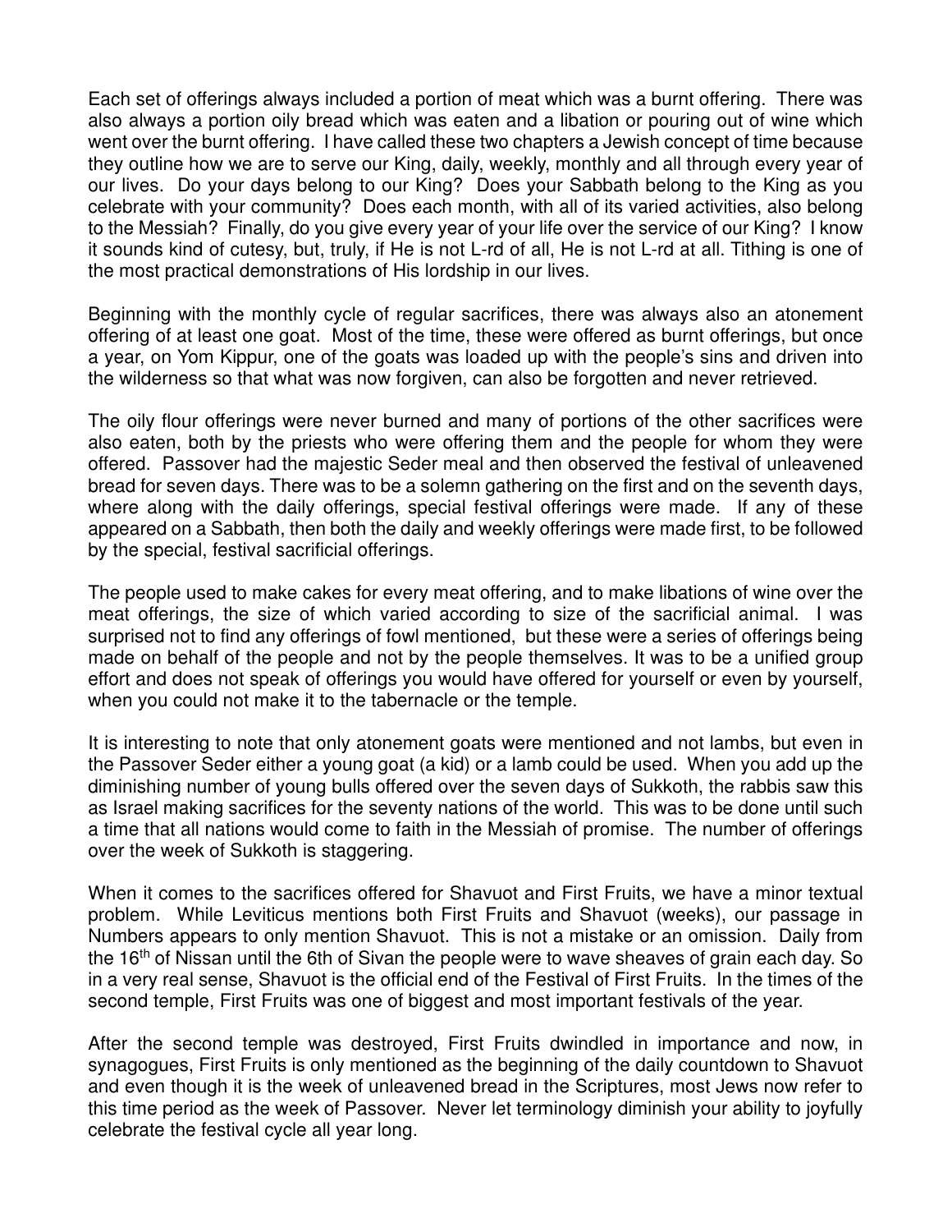Each set of offerings always included a portion of meat which was a burnt offering. There was also always a portion oily bread which was eaten and a libation or pouring out of wine which went over the burnt offering. I have called these two chapters a Jewish concept of time because they outline how we are to serve our King, daily, weekly, monthly and all through every year of our lives. Do your days belong to our King? Does your Sabbath belong to the King as you celebrate with your community? Does each month, with all of its varied activities, also belong to the Messiah? Finally, do you give every year of your life over the service of our King? I know it sounds kind of cutesy, but, truly, if He is not L-rd of all, He is not L-rd at all. Tithing is one of the most practical demonstrations of His lordship in our lives.

Beginning with the monthly cycle of regular sacrifices, there was always also an atonement offering of at least one goat. Most of the time, these were offered as burnt offerings, but once a year, on Yom Kippur, one of the goats was loaded up with the people's sins and driven into the wilderness so that what was now forgiven, can also be forgotten and never retrieved.

The oily flour offerings were never burned and many of portions of the other sacrifices were also eaten, both by the priests who were offering them and the people for whom they were offered. Passover had the majestic Seder meal and then observed the festival of unleavened bread for seven days. There was to be a solemn gathering on the first and on the seventh days, where along with the daily offerings, special festival offerings were made. If any of these appeared on a Sabbath, then both the daily and weekly offerings were made first, to be followed by the special, festival sacrificial offerings.

The people used to make cakes for every meat offering, and to make libations of wine over the meat offerings, the size of which varied according to size of the sacrificial animal. I was surprised not to find any offerings of fowl mentioned, but these were a series of offerings being made on behalf of the people and not by the people themselves. It was to be a unified group effort and does not speak of offerings you would have offered for yourself or even by yourself, when you could not make it to the tabernacle or the temple.

It is interesting to note that only atonement goats were mentioned and not lambs, but even in the Passover Seder either a young goat (a kid) or a lamb could be used. When you add up the diminishing number of young bulls offered over the seven days of Sukkoth, the rabbis saw this as Israel making sacrifices for the seventy nations of the world. This was to be done until such a time that all nations would come to faith in the Messiah of promise. The number of offerings over the week of Sukkoth is staggering.

When it comes to the sacrifices offered for Shavuot and First Fruits, we have a minor textual problem. While Leviticus mentions both First Fruits and Shavuot (weeks), our passage in Numbers appears to only mention Shavuot. This is not a mistake or an omission. Daily from the 16th of Nissan until the 6th of Sivan the people were to wave sheaves of grain each day. So in a very real sense, Shavuot is the official end of the Festival of First Fruits. In the times of the second temple, First Fruits was one of biggest and most important festivals of the year.

After the second temple was destroyed, First Fruits dwindled in importance and now, in synagogues, First Fruits is only mentioned as the beginning of the daily countdown to Shavuot and even though it is the week of unleavened bread in the Scriptures, most Jews now refer to this time period as the week of Passover. Never let terminology diminish your ability to joyfully celebrate the festival cycle all year long.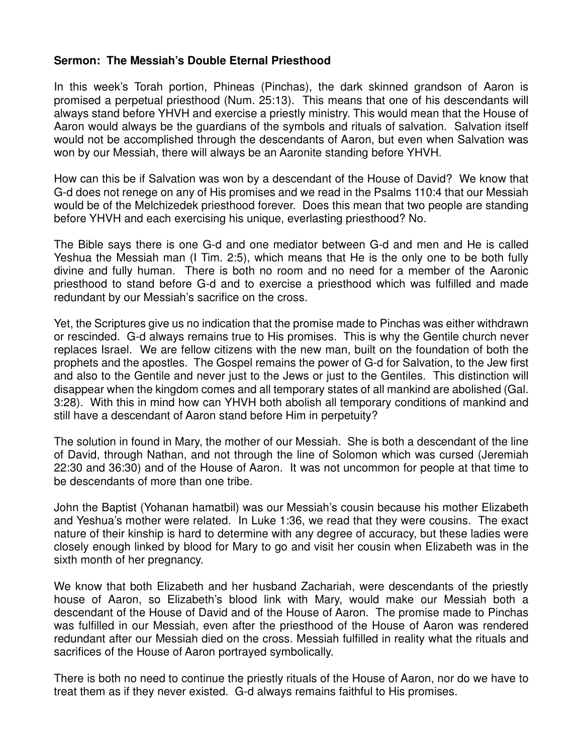**Sermon: The Messiah's Double Eternal Priesthood**

In this week's Torah portion, Phineas (Pinchas), the dark skinned grandson of Aaron is promised a perpetual priesthood (Num. 25:13). This means that one of his descendants will always stand before YHVH and exercise a priestly ministry. This would mean that the House of Aaron would always be the guardians of the symbols and rituals of salvation. Salvation itself would not be accomplished through the descendants of Aaron, but even when Salvation was won by our Messiah, there will always be an Aaronite standing before YHVH.

How can this be if Salvation was won by a descendant of the House of David? We know that G-d does not renege on any of His promises and we read in the Psalms 110:4 that our Messiah would be of the Melchizedek priesthood forever. Does this mean that two people are standing before YHVH and each exercising his unique, everlasting priesthood? No.

The Bible says there is one G-d and one mediator between G-d and men and He is called Yeshua the Messiah man (I Tim. 2:5), which means that He is the only one to be both fully divine and fully human. There is both no room and no need for a member of the Aaronic priesthood to stand before G-d and to exercise a priesthood which was fulfilled and made redundant by our Messiah's sacrifice on the cross.

Yet, the Scriptures give us no indication that the promise made to Pinchas was either withdrawn or rescinded. G-d always remains true to His promises. This is why the Gentile church never replaces Israel. We are fellow citizens with the new man, built on the foundation of both the prophets and the apostles. The Gospel remains the power of G-d for Salvation, to the Jew first and also to the Gentile and never just to the Jews or just to the Gentiles. This distinction will disappear when the kingdom comes and all temporary states of all mankind are abolished (Gal. 3:28). With this in mind how can YHVH both abolish all temporary conditions of mankind and still have a descendant of Aaron stand before Him in perpetuity?

The solution in found in Mary, the mother of our Messiah. She is both a descendant of the line of David, through Nathan, and not through the line of Solomon which was cursed (Jeremiah 22:30 and 36:30) and of the House of Aaron. It was not uncommon for people at that time to be descendants of more than one tribe.

John the Baptist (Yohanan hamatbil) was our Messiah's cousin because his mother Elizabeth and Yeshua's mother were related. In Luke 1:36, we read that they were cousins. The exact nature of their kinship is hard to determine with any degree of accuracy, but these ladies were closely enough linked by blood for Mary to go and visit her cousin when Elizabeth was in the sixth month of her pregnancy.

We know that both Elizabeth and her husband Zachariah, were descendants of the priestly house of Aaron, so Elizabeth's blood link with Mary, would make our Messiah both a descendant of the House of David and of the House of Aaron. The promise made to Pinchas was fulfilled in our Messiah, even after the priesthood of the House of Aaron was rendered redundant after our Messiah died on the cross. Messiah fulfilled in reality what the rituals and sacrifices of the House of Aaron portrayed symbolically.

There is both no need to continue the priestly rituals of the House of Aaron, nor do we have to treat them as if they never existed. G-d always remains faithful to His promises.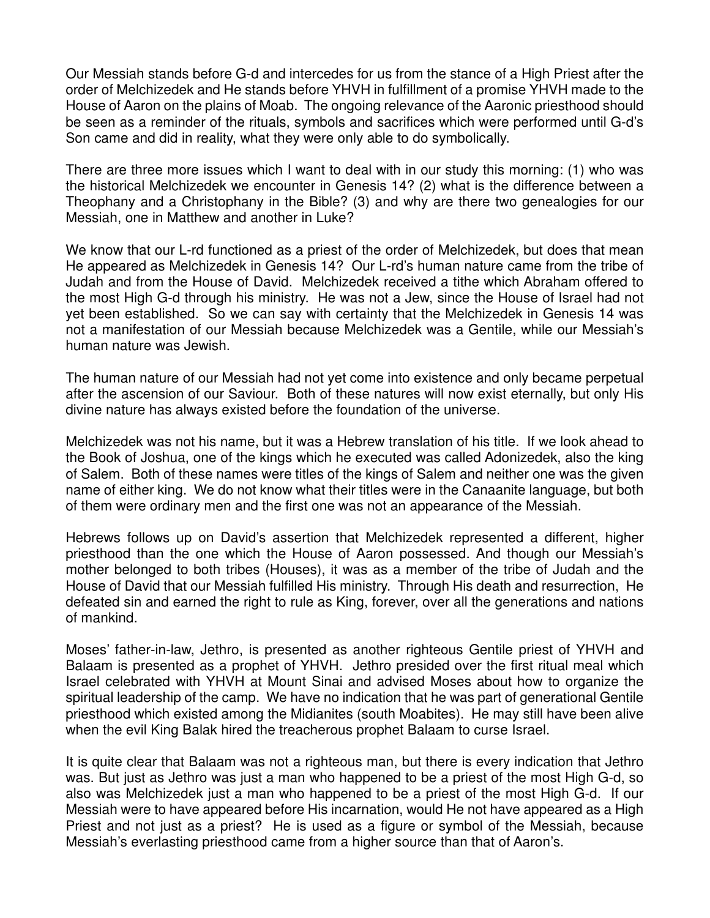Our Messiah stands before G-d and intercedes for us from the stance of a High Priest after the order of Melchizedek and He stands before YHVH in fulfillment of a promise YHVH made to the House of Aaron on the plains of Moab. The ongoing relevance of the Aaronic priesthood should be seen as a reminder of the rituals, symbols and sacrifices which were performed until G-d's Son came and did in reality, what they were only able to do symbolically.

There are three more issues which I want to deal with in our study this morning: (1) who was the historical Melchizedek we encounter in Genesis 14? (2) what is the difference between a Theophany and a Christophany in the Bible? (3) and why are there two genealogies for our Messiah, one in Matthew and another in Luke?

We know that our L-rd functioned as a priest of the order of Melchizedek, but does that mean He appeared as Melchizedek in Genesis 14? Our L-rd's human nature came from the tribe of Judah and from the House of David. Melchizedek received a tithe which Abraham offered to the most High G-d through his ministry. He was not a Jew, since the House of Israel had not yet been established. So we can say with certainty that the Melchizedek in Genesis 14 was not a manifestation of our Messiah because Melchizedek was a Gentile, while our Messiah's human nature was Jewish.

The human nature of our Messiah had not yet come into existence and only became perpetual after the ascension of our Saviour. Both of these natures will now exist eternally, but only His divine nature has always existed before the foundation of the universe.

Melchizedek was not his name, but it was a Hebrew translation of his title. If we look ahead to the Book of Joshua, one of the kings which he executed was called Adonizedek, also the king of Salem. Both of these names were titles of the kings of Salem and neither one was the given name of either king. We do not know what their titles were in the Canaanite language, but both of them were ordinary men and the first one was not an appearance of the Messiah.

Hebrews follows up on David's assertion that Melchizedek represented a different, higher priesthood than the one which the House of Aaron possessed. And though our Messiah's mother belonged to both tribes (Houses), it was as a member of the tribe of Judah and the House of David that our Messiah fulfilled His ministry. Through His death and resurrection, He defeated sin and earned the right to rule as King, forever, over all the generations and nations of mankind.

Moses' father-in-law, Jethro, is presented as another righteous Gentile priest of YHVH and Balaam is presented as a prophet of YHVH. Jethro presided over the first ritual meal which Israel celebrated with YHVH at Mount Sinai and advised Moses about how to organize the spiritual leadership of the camp. We have no indication that he was part of generational Gentile priesthood which existed among the Midianites (south Moabites). He may still have been alive when the evil King Balak hired the treacherous prophet Balaam to curse Israel.

It is quite clear that Balaam was not a righteous man, but there is every indication that Jethro was. But just as Jethro was just a man who happened to be a priest of the most High G-d, so also was Melchizedek just a man who happened to be a priest of the most High G-d. If our Messiah were to have appeared before His incarnation, would He not have appeared as a High Priest and not just as a priest? He is used as a figure or symbol of the Messiah, because Messiah's everlasting priesthood came from a higher source than that of Aaron's.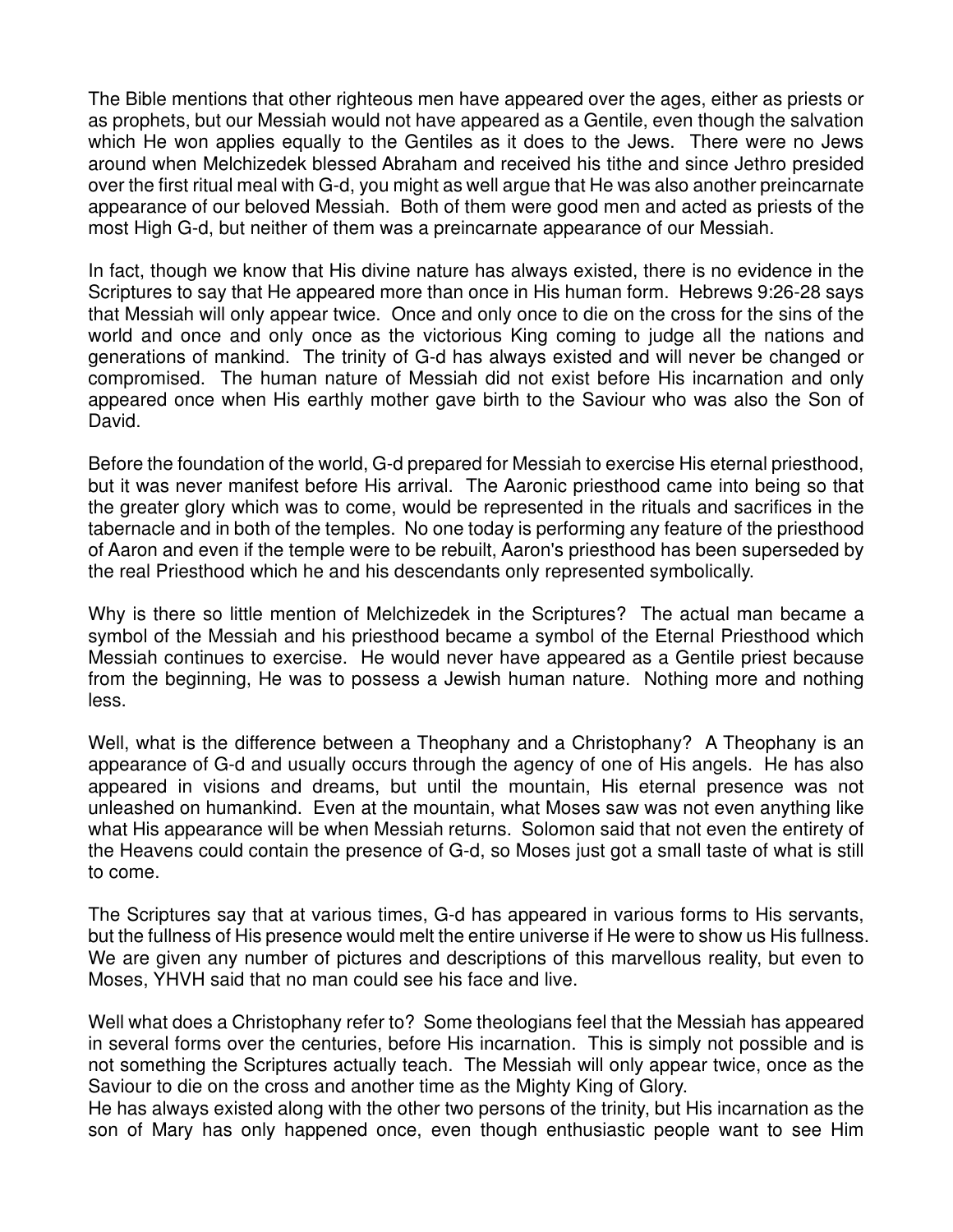The Bible mentions that other righteous men have appeared over the ages, either as priests or as prophets, but our Messiah would not have appeared as a Gentile, even though the salvation which He won applies equally to the Gentiles as it does to the Jews. There were no Jews around when Melchizedek blessed Abraham and received his tithe and since Jethro presided over the first ritual meal with G-d, you might as well argue that He was also another preincarnate appearance of our beloved Messiah. Both of them were good men and acted as priests of the most High G-d, but neither of them was a preincarnate appearance of our Messiah.

In fact, though we know that His divine nature has always existed, there is no evidence in the Scriptures to say that He appeared more than once in His human form. Hebrews 9:26-28 says that Messiah will only appear twice. Once and only once to die on the cross for the sins of the world and once and only once as the victorious King coming to judge all the nations and generations of mankind. The trinity of G-d has always existed and will never be changed or compromised. The human nature of Messiah did not exist before His incarnation and only appeared once when His earthly mother gave birth to the Saviour who was also the Son of David.

Before the foundation of the world, G-d prepared for Messiah to exercise His eternal priesthood, but it was never manifest before His arrival. The Aaronic priesthood came into being so that the greater glory which was to come, would be represented in the rituals and sacrifices in the tabernacle and in both of the temples. No one today is performing any feature of the priesthood of Aaron and even if the temple were to be rebuilt, Aaron's priesthood has been superseded by the real Priesthood which he and his descendants only represented symbolically.

Why is there so little mention of Melchizedek in the Scriptures? The actual man became a symbol of the Messiah and his priesthood became a symbol of the Eternal Priesthood which Messiah continues to exercise. He would never have appeared as a Gentile priest because from the beginning, He was to possess a Jewish human nature. Nothing more and nothing less.

Well, what is the difference between a Theophany and a Christophany? A Theophany is an appearance of G-d and usually occurs through the agency of one of His angels. He has also appeared in visions and dreams, but until the mountain, His eternal presence was not unleashed on humankind. Even at the mountain, what Moses saw was not even anything like what His appearance will be when Messiah returns. Solomon said that not even the entirety of the Heavens could contain the presence of G-d, so Moses just got a small taste of what is still to come.

The Scriptures say that at various times, G-d has appeared in various forms to His servants, but the fullness of His presence would melt the entire universe if He were to show us His fullness. We are given any number of pictures and descriptions of this marvellous reality, but even to Moses, YHVH said that no man could see his face and live.

Well what does a Christophany refer to? Some theologians feel that the Messiah has appeared in several forms over the centuries, before His incarnation. This is simply not possible and is not something the Scriptures actually teach. The Messiah will only appear twice, once as the Saviour to die on the cross and another time as the Mighty King of Glory.
He has always existed along with the other two persons of the trinity, but His incarnation as the son of Mary has only happened once, even though enthusiastic people want to see Him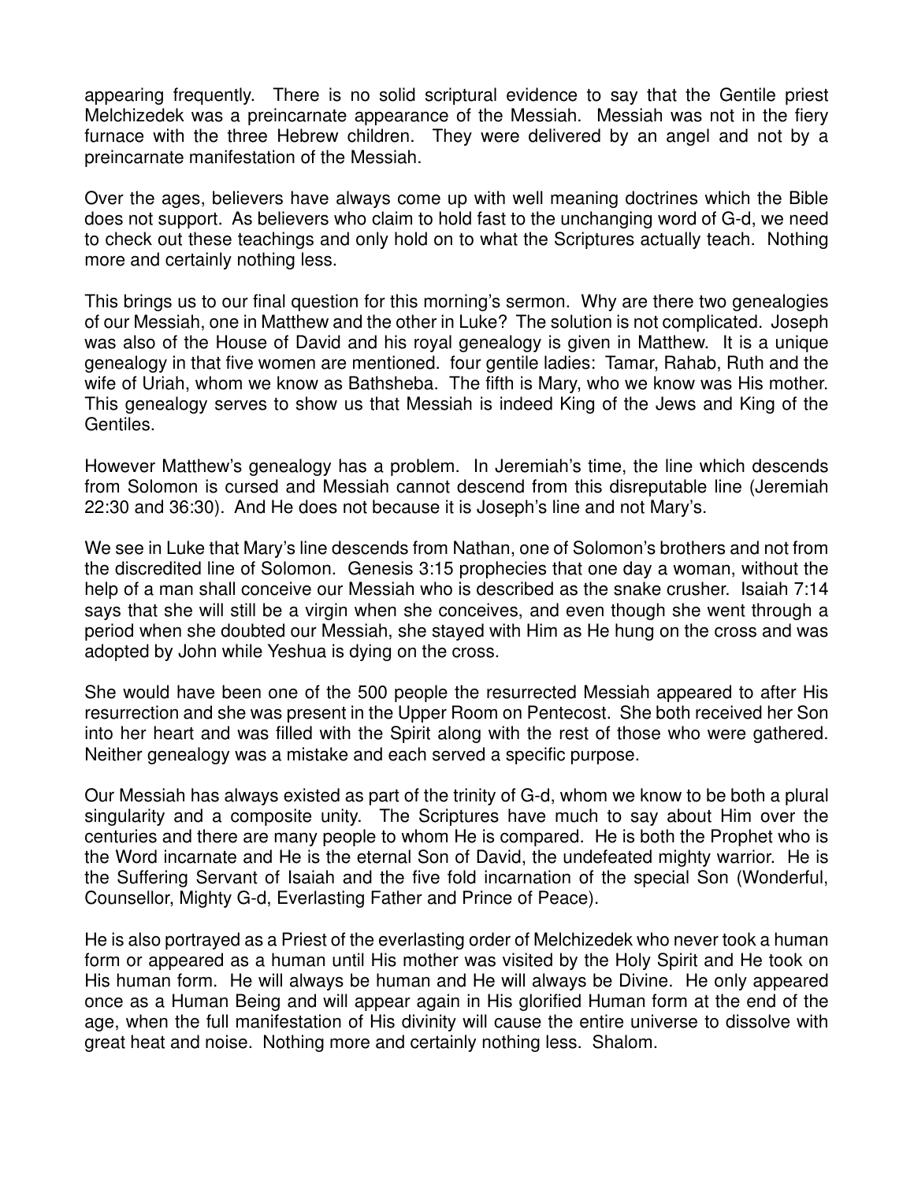appearing frequently. There is no solid scriptural evidence to say that the Gentile priest Melchizedek was a preincarnate appearance of the Messiah. Messiah was not in the fiery furnace with the three Hebrew children. They were delivered by an angel and not by a preincarnate manifestation of the Messiah.

Over the ages, believers have always come up with well meaning doctrines which the Bible does not support. As believers who claim to hold fast to the unchanging word of G-d, we need to check out these teachings and only hold on to what the Scriptures actually teach. Nothing more and certainly nothing less.

This brings us to our final question for this morning's sermon. Why are there two genealogies of our Messiah, one in Matthew and the other in Luke? The solution is not complicated. Joseph was also of the House of David and his royal genealogy is given in Matthew. It is a unique genealogy in that five women are mentioned. four gentile ladies: Tamar, Rahab, Ruth and the wife of Uriah, whom we know as Bathsheba. The fifth is Mary, who we know was His mother. This genealogy serves to show us that Messiah is indeed King of the Jews and King of the Gentiles.

However Matthew's genealogy has a problem. In Jeremiah's time, the line which descends from Solomon is cursed and Messiah cannot descend from this disreputable line (Jeremiah 22:30 and 36:30). And He does not because it is Joseph's line and not Mary's.

We see in Luke that Mary's line descends from Nathan, one of Solomon's brothers and not from the discredited line of Solomon. Genesis 3:15 prophecies that one day a woman, without the help of a man shall conceive our Messiah who is described as the snake crusher. Isaiah 7:14 says that she will still be a virgin when she conceives, and even though she went through a period when she doubted our Messiah, she stayed with Him as He hung on the cross and was adopted by John while Yeshua is dying on the cross.

She would have been one of the 500 people the resurrected Messiah appeared to after His resurrection and she was present in the Upper Room on Pentecost. She both received her Son into her heart and was filled with the Spirit along with the rest of those who were gathered. Neither genealogy was a mistake and each served a specific purpose.

Our Messiah has always existed as part of the trinity of G-d, whom we know to be both a plural singularity and a composite unity. The Scriptures have much to say about Him over the centuries and there are many people to whom He is compared. He is both the Prophet who is the Word incarnate and He is the eternal Son of David, the undefeated mighty warrior. He is the Suffering Servant of Isaiah and the five fold incarnation of the special Son (Wonderful, Counsellor, Mighty G-d, Everlasting Father and Prince of Peace).

He is also portrayed as a Priest of the everlasting order of Melchizedek who never took a human form or appeared as a human until His mother was visited by the Holy Spirit and He took on His human form. He will always be human and He will always be Divine. He only appeared once as a Human Being and will appear again in His glorified Human form at the end of the age, when the full manifestation of His divinity will cause the entire universe to dissolve with great heat and noise. Nothing more and certainly nothing less. Shalom.